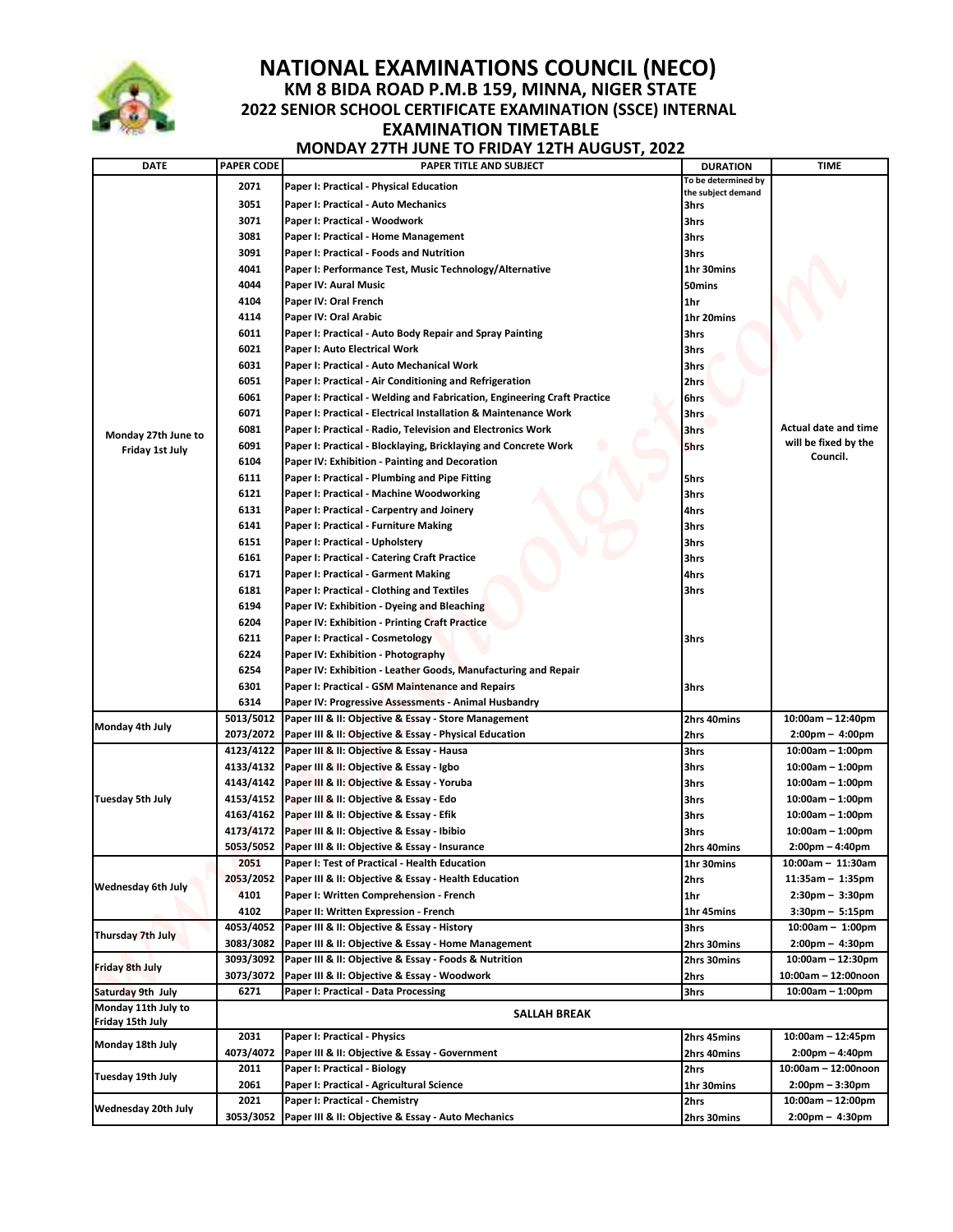# NATIONAL EXAMINATIONS COUNCIL (NECO)

## KM 8 BIDA ROAD P.M.B 159, MINNA, NIGER STATE

## 2022 SENIOR SCHOOL CERTIFICATE EXAMINATION (SSCE) INTERNAL EXAMINATION TIMETABLE

### MONDAY 27TH JUNE TO FRIDAY 12TH AUGUST, 2022

| DATE | PAPER CODE | PAPER TITLE AND SUBJECT | DURATION | TIME |
|---|---|---|---|---|
| Monday 27th June to Friday 1st July | 2071 | Paper I: Practical - Physical Education | To be determined by the subject demand | Actual date and time will be fixed by the Council. |
| | 3051 | Paper I: Practical - Auto Mechanics | 3hrs | |
| | 3071 | Paper I: Practical - Woodwork | 3hrs | |
| | 3081 | Paper I: Practical - Home Management | 3hrs | |
| | 3091 | Paper I: Practical - Foods and Nutrition | 3hrs | |
| | 4041 | Paper I: Performance Test, Music Technology/Alternative | 1hr 30mins | |
| | 4044 | Paper IV: Aural Music | 50mins | |
| | 4104 | Paper IV: Oral French | 1hr | |
| | 4114 | Paper IV: Oral Arabic | 1hr 20mins | |
| | 6011 | Paper I: Practical - Auto Body Repair and Spray Painting | 3hrs | |
| | 6021 | Paper I: Auto Electrical Work | 3hrs | |
| | 6031 | Paper I: Practical - Auto Mechanical Work | 3hrs | |
| | 6051 | Paper I: Practical - Air Conditioning and Refrigeration | 2hrs | |
| | 6061 | Paper I: Practical - Welding and Fabrication, Engineering Craft Practice | 6hrs | |
| | 6071 | Paper I: Practical - Electrical Installation & Maintenance Work | 3hrs | |
| | 6081 | Paper I: Practical - Radio, Television and Electronics Work | 3hrs | |
| | 6091 | Paper I: Practical - Blocklaying, Bricklaying and Concrete Work | 5hrs | |
| | 6104 | Paper IV: Exhibition - Painting and Decoration | | |
| | 6111 | Paper I: Practical - Plumbing and Pipe Fitting | 5hrs | |
| | 6121 | Paper I: Practical - Machine Woodworking | 3hrs | |
| | 6131 | Paper I: Practical - Carpentry and Joinery | 4hrs | |
| | 6141 | Paper I: Practical - Furniture Making | 3hrs | |
| | 6151 | Paper I: Practical - Upholstery | 3hrs | |
| | 6161 | Paper I: Practical - Catering Craft Practice | 3hrs | |
| | 6171 | Paper I: Practical - Garment Making | 4hrs | |
| | 6181 | Paper I: Practical - Clothing and Textiles | 3hrs | |
| | 6194 | Paper IV: Exhibition - Dyeing and Bleaching | | |
| | 6204 | Paper IV: Exhibition - Printing Craft Practice | | |
| | 6211 | Paper I: Practical - Cosmetology | 3hrs | |
| | 6224 | Paper IV: Exhibition - Photography | | |
| | 6254 | Paper IV: Exhibition - Leather Goods, Manufacturing and Repair | | |
| | 6301 | Paper I: Practical - GSM Maintenance and Repairs | 3hrs | |
| | 6314 | Paper IV: Progressive Assessments - Animal Husbandry | | |
| Monday 4th July | 5013/5012 | Paper III & II: Objective & Essay - Store Management | 2hrs 40mins | 10:00am – 12:40pm |
| | 2073/2072 | Paper III & II: Objective & Essay - Physical Education | 2hrs | 2:00pm – 4:00pm |
| Tuesday 5th July | 4123/4122 | Paper III & II: Objective & Essay - Hausa | 3hrs | 10:00am – 1:00pm |
| | 4133/4132 | Paper III & II: Objective & Essay - Igbo | 3hrs | 10:00am – 1:00pm |
| | 4143/4142 | Paper III & II: Objective & Essay - Yoruba | 3hrs | 10:00am – 1:00pm |
| | 4153/4152 | Paper III & II: Objective & Essay - Edo | 3hrs | 10:00am – 1:00pm |
| | 4163/4162 | Paper III & II: Objective & Essay - Efik | 3hrs | 10:00am – 1:00pm |
| | 4173/4172 | Paper III & II: Objective & Essay - Ibibio | 3hrs | 10:00am – 1:00pm |
| | 5053/5052 | Paper III & II: Objective & Essay - Insurance | 2hrs 40mins | 2:00pm – 4:40pm |
| Wednesday 6th July | 2051 | Paper I: Test of Practical - Health Education | 1hr 30mins | 10:00am – 11:30am |
| | 2053/2052 | Paper III & II: Objective & Essay - Health Education | 2hrs | 11:35am – 1:35pm |
| | 4101 | Paper I: Written Comprehension - French | 1hr | 2:30pm – 3:30pm |
| | 4102 | Paper II: Written Expression - French | 1hr 45mins | 3:30pm – 5:15pm |
| Thursday 7th July | 4053/4052 | Paper III & II: Objective & Essay - History | 3hrs | 10:00am – 1:00pm |
| | 3083/3082 | Paper III & II: Objective & Essay - Home Management | 2hrs 30mins | 2:00pm – 4:30pm |
| Friday 8th July | 3093/3092 | Paper III & II: Objective & Essay - Foods & Nutrition | 2hrs 30mins | 10:00am – 12:30pm |
| | 3073/3072 | Paper III & II: Objective & Essay - Woodwork | 2hrs | 10:00am – 12:00noon |
| Saturday 9th July | 6271 | Paper I: Practical - Data Processing | 3hrs | 10:00am – 1:00pm |
| Monday 11th July to Friday 15th July | SALLAH BREAK | | | |
| Monday 18th July | 2031 | Paper I: Practical - Physics | 2hrs 45mins | 10:00am – 12:45pm |
| | 4073/4072 | Paper III & II: Objective & Essay - Government | 2hrs 40mins | 2:00pm – 4:40pm |
| Tuesday 19th July | 2011 | Paper I: Practical - Biology | 2hrs | 10:00am – 12:00noon |
| | 2061 | Paper I: Practical - Agricultural Science | 1hr 30mins | 2:00pm – 3:30pm |
| Wednesday 20th July | 2021 | Paper I: Practical - Chemistry | 2hrs | 10:00am – 12:00pm |
| | 3053/3052 | Paper III & II: Objective & Essay - Auto Mechanics | 2hrs 30mins | 2:00pm – 4:30pm |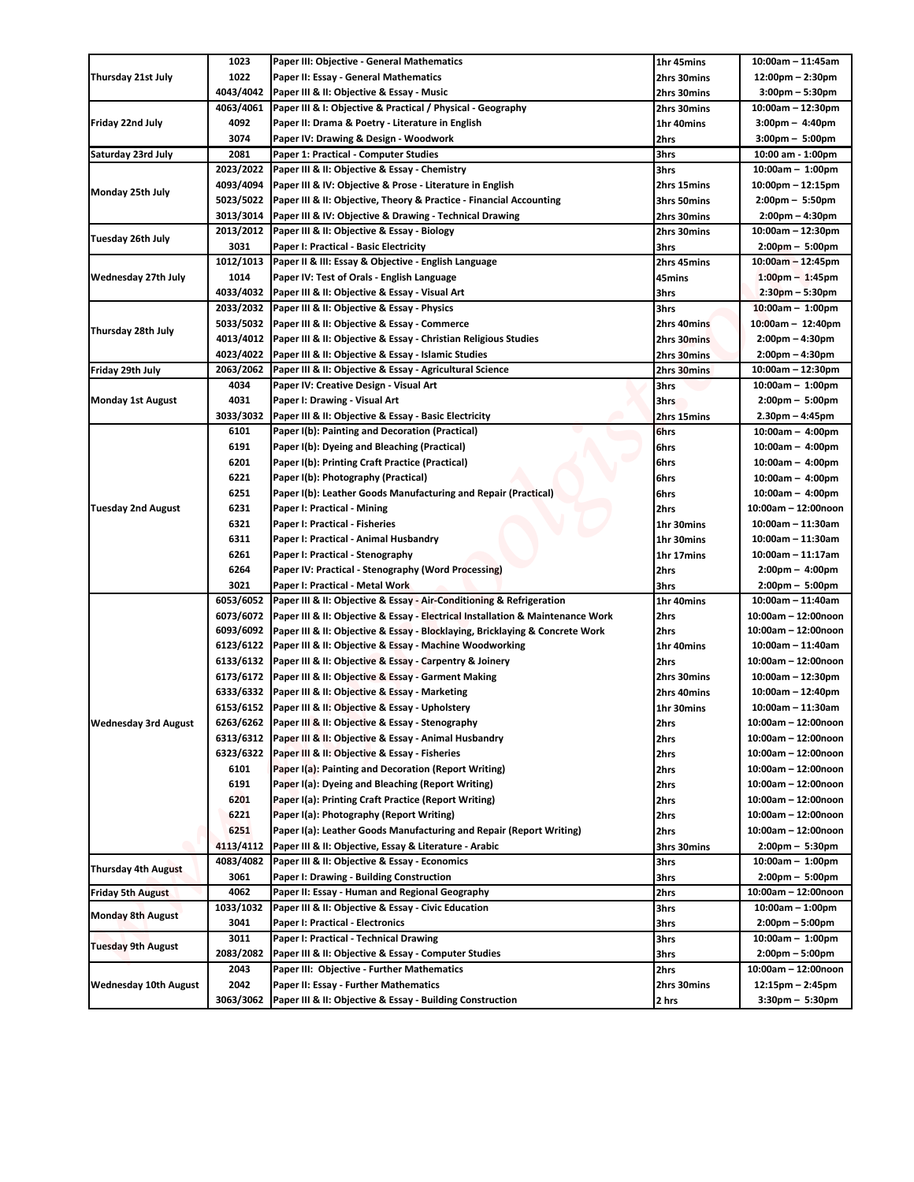| | | | | |
|---|---|---|---|---|
| Thursday 21st July | 1023 | Paper III: Objective - General Mathematics | 1hr 45mins | 10:00am – 11:45am |
| | 1022 | Paper II: Essay - General Mathematics | 2hrs 30mins | 12:00pm – 2:30pm |
| | 4043/4042 | Paper III & II: Objective & Essay - Music | 2hrs 30mins | 3:00pm – 5:30pm |
| Friday 22nd July | 4063/4061 | Paper III & I: Objective & Practical / Physical - Geography | 2hrs 30mins | 10:00am – 12:30pm |
| | 4092 | Paper II: Drama & Poetry - Literature in English | 1hr 40mins | 3:00pm – 4:40pm |
| | 3074 | Paper IV: Drawing & Design - Woodwork | 2hrs | 3:00pm – 5:00pm |
| Saturday 23rd July | 2081 | Paper 1: Practical - Computer Studies | 3hrs | 10:00 am - 1:00pm |
| Monday 25th July | 2023/2022 | Paper III & II: Objective & Essay - Chemistry | 3hrs | 10:00am – 1:00pm |
| | 4093/4094 | Paper III & IV: Objective & Prose - Literature in English | 2hrs 15mins | 10:00pm – 12:15pm |
| | 5023/5022 | Paper III & II: Objective, Theory & Practice - Financial Accounting | 3hrs 50mins | 2:00pm – 5:50pm |
| | 3013/3014 | Paper III & IV: Objective & Drawing - Technical Drawing | 2hrs 30mins | 2:00pm – 4:30pm |
| Tuesday 26th July | 2013/2012 | Paper III & II: Objective & Essay - Biology | 2hrs 30mins | 10:00am – 12:30pm |
| | 3031 | Paper I: Practical - Basic Electricity | 3hrs | 2:00pm – 5:00pm |
| Wednesday 27th July | 1012/1013 | Paper II & III: Essay & Objective - English Language | 2hrs 45mins | 10:00am – 12:45pm |
| | 1014 | Paper IV: Test of Orals - English Language | 45mins | 1:00pm – 1:45pm |
| | 4033/4032 | Paper III & II: Objective & Essay - Visual Art | 3hrs | 2:30pm – 5:30pm |
| Thursday 28th July | 2033/2032 | Paper III & II: Objective & Essay - Physics | 3hrs | 10:00am – 1:00pm |
| | 5033/5032 | Paper III & II: Objective & Essay - Commerce | 2hrs 40mins | 10:00am – 12:40pm |
| | 4013/4012 | Paper III & II: Objective & Essay - Christian Religious Studies | 2hrs 30mins | 2:00pm – 4:30pm |
| | 4023/4022 | Paper III & II: Objective & Essay - Islamic Studies | 2hrs 30mins | 2:00pm – 4:30pm |
| Friday 29th July | 2063/2062 | Paper III & II: Objective & Essay - Agricultural Science | 2hrs 30mins | 10:00am – 12:30pm |
| Monday 1st August | 4034 | Paper IV: Creative Design - Visual Art | 3hrs | 10:00am – 1:00pm |
| | 4031 | Paper I: Drawing - Visual Art | 3hrs | 2:00pm – 5:00pm |
| | 3033/3032 | Paper III & II: Objective & Essay - Basic Electricity | 2hrs 15mins | 2.30pm – 4:45pm |
| Tuesday 2nd August | 6101 | Paper I(b): Painting and Decoration (Practical) | 6hrs | 10:00am – 4:00pm |
| | 6191 | Paper I(b): Dyeing and Bleaching (Practical) | 6hrs | 10:00am – 4:00pm |
| | 6201 | Paper I(b): Printing Craft Practice (Practical) | 6hrs | 10:00am – 4:00pm |
| | 6221 | Paper I(b): Photography (Practical) | 6hrs | 10:00am – 4:00pm |
| | 6251 | Paper I(b): Leather Goods Manufacturing and Repair (Practical) | 6hrs | 10:00am – 4:00pm |
| | 6231 | Paper I: Practical - Mining | 2hrs | 10:00am – 12:00noon |
| | 6321 | Paper I: Practical - Fisheries | 1hr 30mins | 10:00am – 11:30am |
| | 6311 | Paper I: Practical - Animal Husbandry | 1hr 30mins | 10:00am – 11:30am |
| | 6261 | Paper I: Practical - Stenography | 1hr 17mins | 10:00am – 11:17am |
| | 6264 | Paper IV: Practical - Stenography (Word Processing) | 2hrs | 2:00pm – 4:00pm |
| | 3021 | Paper I: Practical - Metal Work | 3hrs | 2:00pm – 5:00pm |
| Wednesday 3rd August | 6053/6052 | Paper III & II: Objective & Essay - Air-Conditioning & Refrigeration | 1hr 40mins | 10:00am – 11:40am |
| | 6073/6072 | Paper III & II: Objective & Essay - Electrical Installation & Maintenance Work | 2hrs | 10:00am – 12:00noon |
| | 6093/6092 | Paper III & II: Objective & Essay - Blocklaying, Bricklaying & Concrete Work | 2hrs | 10:00am – 12:00noon |
| | 6123/6122 | Paper III & II: Objective & Essay - Machine Woodworking | 1hr 40mins | 10:00am – 11:40am |
| | 6133/6132 | Paper III & II: Objective & Essay - Carpentry & Joinery | 2hrs | 10:00am – 12:00noon |
| | 6173/6172 | Paper III & II: Objective & Essay - Garment Making | 2hrs 30mins | 10:00am – 12:30pm |
| | 6333/6332 | Paper III & II: Objective & Essay - Marketing | 2hrs 40mins | 10:00am – 12:40pm |
| | 6153/6152 | Paper III & II: Objective & Essay - Upholstery | 1hr 30mins | 10:00am – 11:30am |
| | 6263/6262 | Paper III & II: Objective & Essay - Stenography | 2hrs | 10:00am – 12:00noon |
| | 6313/6312 | Paper III & II: Objective & Essay - Animal Husbandry | 2hrs | 10:00am – 12:00noon |
| | 6323/6322 | Paper III & II: Objective & Essay - Fisheries | 2hrs | 10:00am – 12:00noon |
| | 6101 | Paper I(a): Painting and Decoration (Report Writing) | 2hrs | 10:00am – 12:00noon |
| | 6191 | Paper I(a): Dyeing and Bleaching (Report Writing) | 2hrs | 10:00am – 12:00noon |
| | 6201 | Paper I(a): Printing Craft Practice (Report Writing) | 2hrs | 10:00am – 12:00noon |
| | 6221 | Paper I(a): Photography (Report Writing) | 2hrs | 10:00am – 12:00noon |
| | 6251 | Paper I(a): Leather Goods Manufacturing and Repair (Report Writing) | 2hrs | 10:00am – 12:00noon |
| | 4113/4112 | Paper III & II: Objective, Essay & Literature - Arabic | 3hrs 30mins | 2:00pm – 5:30pm |
| Thursday 4th August | 4083/4082 | Paper III & II: Objective & Essay - Economics | 3hrs | 10:00am – 1:00pm |
| | 3061 | Paper I: Drawing - Building Construction | 3hrs | 2:00pm – 5:00pm |
| Friday 5th August | 4062 | Paper II: Essay - Human and Regional Geography | 2hrs | 10:00am – 12:00noon |
| Monday 8th August | 1033/1032 | Paper III & II: Objective & Essay - Civic Education | 3hrs | 10:00am – 1:00pm |
| | 3041 | Paper I: Practical - Electronics | 3hrs | 2:00pm – 5:00pm |
| Tuesday 9th August | 3011 | Paper I: Practical - Technical Drawing | 3hrs | 10:00am – 1:00pm |
| | 2083/2082 | Paper III & II: Objective & Essay - Computer Studies | 3hrs | 2:00pm – 5:00pm |
| Wednesday 10th August | 2043 | Paper III: Objective - Further Mathematics | 2hrs | 10:00am – 12:00noon |
| | 2042 | Paper II: Essay - Further Mathematics | 2hrs 30mins | 12:15pm – 2:45pm |
| | 3063/3062 | Paper III & II: Objective & Essay - Building Construction | 2 hrs | 3:30pm – 5:30pm |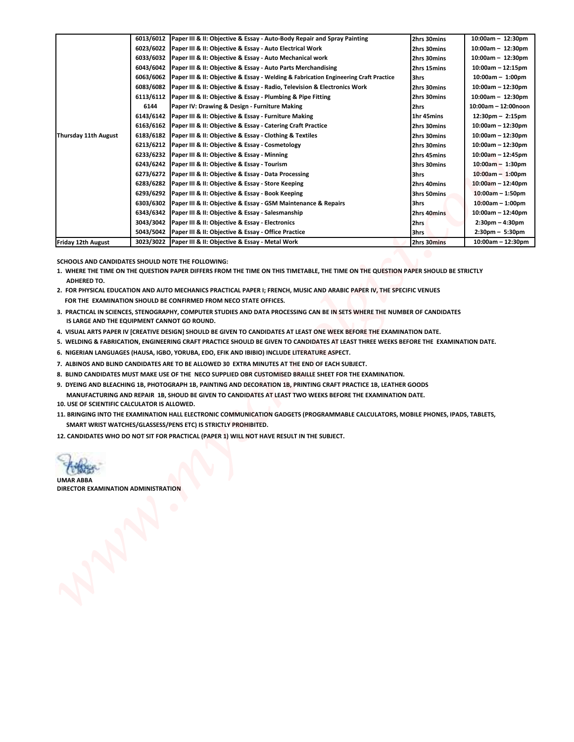| | | | | |
|---|---|---|---|---|
| Thursday 11th August | 6013/6012 | Paper III & II: Objective & Essay - Auto-Body Repair and Spray Painting | 2hrs 30mins | 10:00am – 12:30pm |
| | 6023/6022 | Paper III & II: Objective & Essay - Auto Electrical Work | 2hrs 30mins | 10:00am – 12:30pm |
| | 6033/6032 | Paper III & II: Objective & Essay - Auto Mechanical work | 2hrs 30mins | 10:00am – 12:30pm |
| | 6043/6042 | Paper III & II: Objective & Essay - Auto Parts Merchandising | 2hrs 15mins | 10:00am – 12:15pm |
| | 6063/6062 | Paper III & II: Objective & Essay - Welding & Fabrication Engineering Craft Practice | 3hrs | 10:00am – 1:00pm |
| | 6083/6082 | Paper III & II: Objective & Essay - Radio, Television & Electronics Work | 2hrs 30mins | 10:00am – 12:30pm |
| | 6113/6112 | Paper III & II: Objective & Essay - Plumbing & Pipe Fitting | 2hrs 30mins | 10:00am – 12:30pm |
| | 6144 | Paper IV: Drawing & Design - Furniture Making | 2hrs | 10:00am – 12:00noon |
| | 6143/6142 | Paper III & II: Objective & Essay - Furniture Making | 1hr 45mins | 12:30pm – 2:15pm |
| | 6163/6162 | Paper III & II: Objective & Essay - Catering Craft Practice | 2hrs 30mins | 10:00am – 12:30pm |
| | 6183/6182 | Paper III & II: Objective & Essay - Clothing & Textiles | 2hrs 30mins | 10:00am – 12:30pm |
| | 6213/6212 | Paper III & II: Objective & Essay - Cosmetology | 2hrs 30mins | 10:00am – 12:30pm |
| | 6233/6232 | Paper III & II: Objective & Essay - Minning | 2hrs 45mins | 10:00am – 12:45pm |
| | 6243/6242 | Paper III & II: Objective & Essay - Tourism | 3hrs 30mins | 10:00am – 1:30pm |
| | 6273/6272 | Paper III & II: Objective & Essay - Data Processing | 3hrs | 10:00am – 1:00pm |
| | 6283/6282 | Paper III & II: Objective & Essay - Store Keeping | 2hrs 40mins | 10:00am – 12:40pm |
| | 6293/6292 | Paper III & II: Objective & Essay - Book Keeping | 3hrs 50mins | 10:00am – 1:50pm |
| | 6303/6302 | Paper III & II: Objective & Essay - GSM Maintenance & Repairs | 3hrs | 10:00am – 1:00pm |
| | 6343/6342 | Paper III & II: Objective & Essay - Salesmanship | 2hrs 40mins | 10:00am – 12:40pm |
| | 3043/3042 | Paper III & II: Objective & Essay - Electronics | 2hrs | 2:30pm – 4:30pm |
| | 5043/5042 | Paper III & II: Objective & Essay - Office Practice | 3hrs | 2:30pm – 5:30pm |
| Friday 12th August | 3023/3022 | Paper III & II: Objective & Essay - Metal Work | 2hrs 30mins | 10:00am – 12:30pm |

**SCHOOLS AND CANDIDATES SHOULD NOTE THE FOLLOWING:**

1. WHERE THE TIME ON THE QUESTION PAPER DIFFERS FROM THE TIME ON THIS TIMETABLE, THE TIME ON THE QUESTION PAPER SHOULD BE STRICTLY ADHERED TO.
2. FOR PHYSICAL EDUCATION AND AUTO MECHANICS PRACTICAL PAPER I; FRENCH, MUSIC AND ARABIC PAPER IV, THE SPECIFIC VENUES FOR THE EXAMINATION SHOULD BE CONFIRMED FROM NECO STATE OFFICES.
3. PRACTICAL IN SCIENCES, STENOGRAPHY, COMPUTER STUDIES AND DATA PROCESSING CAN BE IN SETS WHERE THE NUMBER OF CANDIDATES IS LARGE AND THE EQUIPMENT CANNOT GO ROUND.
4. VISUAL ARTS PAPER IV [CREATIVE DESIGN] SHOULD BE GIVEN TO CANDIDATES AT LEAST ONE WEEK BEFORE THE EXAMINATION DATE.
5. WELDING & FABRICATION, ENGINEERING CRAFT PRACTICE SHOULD BE GIVEN TO CANDIDATES AT LEAST THREE WEEKS BEFORE THE EXAMINATION DATE.
6. NIGERIAN LANGUAGES (HAUSA, IGBO, YORUBA, EDO, EFIK AND IBIBIO) INCLUDE LITERATURE ASPECT.
7. ALBINOS AND BLIND CANDIDATES ARE TO BE ALLOWED 30 EXTRA MINUTES AT THE END OF EACH SUBJECT.
8. BLIND CANDIDATES MUST MAKE USE OF THE NECO SUPPLIED OBR CUSTOMISED BRAILLE SHEET FOR THE EXAMINATION.
9. DYEING AND BLEACHING 1B, PHOTOGRAPH 1B, PAINTING AND DECORATION 1B, PRINTING CRAFT PRACTICE 1B, LEATHER GOODS MANUFACTURING AND REPAIR 1B, SHOUD BE GIVEN TO CANDIDATES AT LEAST TWO WEEKS BEFORE THE EXAMINATION DATE.
10. USE OF SCIENTIFIC CALCULATOR IS ALLOWED.
11. BRINGING INTO THE EXAMINATION HALL ELECTRONIC COMMUNICATION GADGETS (PROGRAMMABLE CALCULATORS, MOBILE PHONES, IPADS, TABLETS, SMART WRIST WATCHES/GLASSESS/PENS ETC) IS STRICTLY PROHIBITED.
12. CANDIDATES WHO DO NOT SIT FOR PRACTICAL (PAPER 1) WILL NOT HAVE RESULT IN THE SUBJECT.

**UMAR ABBA**
**DIRECTOR EXAMINATION ADMINISTRATION**